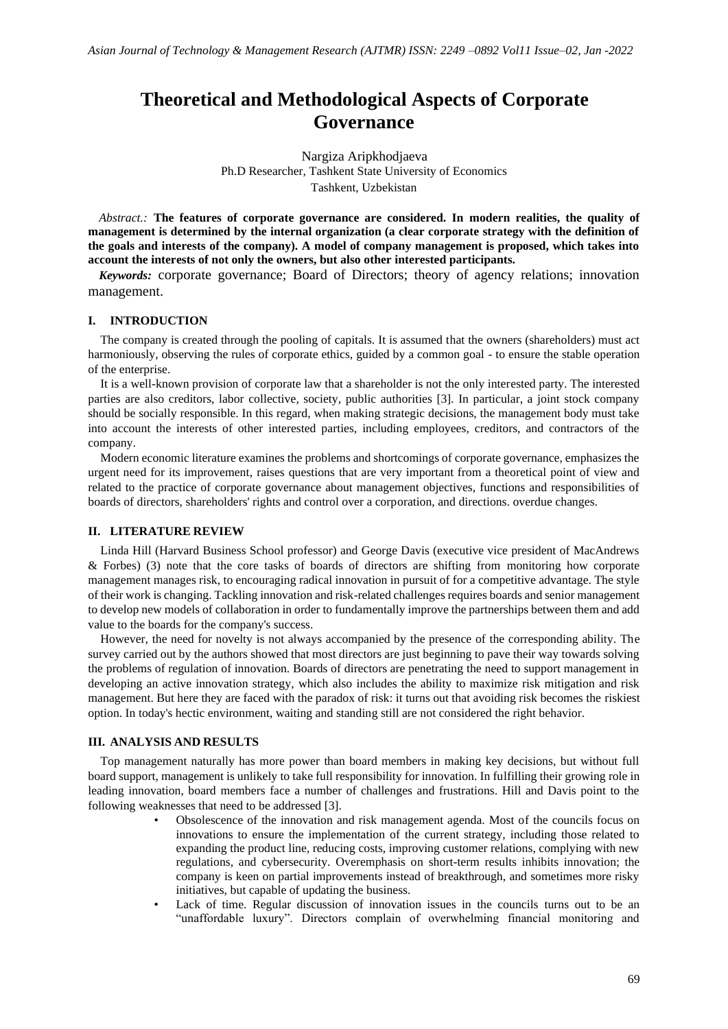# Theoretical and Methodological Aspects of Corporate Governance

Nargiza Aripkhodjaeva
Ph.D Researcher, Tashkent State University of Economics
Tashkent, Uzbekistan

*Abstract.:* **The features of corporate governance are considered. In modern realities, the quality of management is determined by the internal organization (a clear corporate strategy with the definition of the goals and interests of the company). A model of company management is proposed, which takes into account the interests of not only the owners, but also other interested participants.**

***Keywords:*** corporate governance; Board of Directors; theory of agency relations; innovation management.

## I. INTRODUCTION

The company is created through the pooling of capitals. It is assumed that the owners (shareholders) must act harmoniously, observing the rules of corporate ethics, guided by a common goal - to ensure the stable operation of the enterprise.

It is a well-known provision of corporate law that a shareholder is not the only interested party. The interested parties are also creditors, labor collective, society, public authorities [3]. In particular, a joint stock company should be socially responsible. In this regard, when making strategic decisions, the management body must take into account the interests of other interested parties, including employees, creditors, and contractors of the company.

Modern economic literature examines the problems and shortcomings of corporate governance, emphasizes the urgent need for its improvement, raises questions that are very important from a theoretical point of view and related to the practice of corporate governance about management objectives, functions and responsibilities of boards of directors, shareholders' rights and control over a corporation, and directions. overdue changes.

## II. LITERATURE REVIEW

Linda Hill (Harvard Business School professor) and George Davis (executive vice president of MacAndrews & Forbes) (3) note that the core tasks of boards of directors are shifting from monitoring how corporate management manages risk, to encouraging radical innovation in pursuit of for a competitive advantage. The style of their work is changing. Tackling innovation and risk-related challenges requires boards and senior management to develop new models of collaboration in order to fundamentally improve the partnerships between them and add value to the boards for the company's success.

However, the need for novelty is not always accompanied by the presence of the corresponding ability. The survey carried out by the authors showed that most directors are just beginning to pave their way towards solving the problems of regulation of innovation. Boards of directors are penetrating the need to support management in developing an active innovation strategy, which also includes the ability to maximize risk mitigation and risk management. But here they are faced with the paradox of risk: it turns out that avoiding risk becomes the riskiest option. In today's hectic environment, waiting and standing still are not considered the right behavior.

## III. ANALYSIS AND RESULTS

Top management naturally has more power than board members in making key decisions, but without full board support, management is unlikely to take full responsibility for innovation. In fulfilling their growing role in leading innovation, board members face a number of challenges and frustrations. Hill and Davis point to the following weaknesses that need to be addressed [3].

- Obsolescence of the innovation and risk management agenda. Most of the councils focus on innovations to ensure the implementation of the current strategy, including those related to expanding the product line, reducing costs, improving customer relations, complying with new regulations, and cybersecurity. Overemphasis on short-term results inhibits innovation; the company is keen on partial improvements instead of breakthrough, and sometimes more risky initiatives, but capable of updating the business.
- Lack of time. Regular discussion of innovation issues in the councils turns out to be an "unaffordable luxury". Directors complain of overwhelming financial monitoring and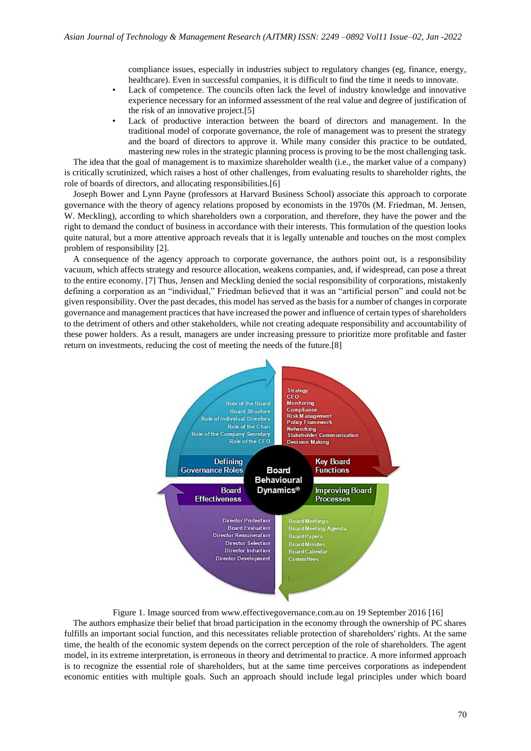compliance issues, especially in industries subject to regulatory changes (eg, finance, energy, healthcare). Even in successful companies, it is difficult to find the time it needs to innovate.

- Lack of competence. The councils often lack the level of industry knowledge and innovative experience necessary for an informed assessment of the real value and degree of justification of the risk of an innovative project.[5]
- Lack of productive interaction between the board of directors and management. In the traditional model of corporate governance, the role of management was to present the strategy and the board of directors to approve it. While many consider this practice to be outdated, mastering new roles in the strategic planning process is proving to be the most challenging task.

The idea that the goal of management is to maximize shareholder wealth (i.e., the market value of a company) is critically scrutinized, which raises a host of other challenges, from evaluating results to shareholder rights, the role of boards of directors, and allocating responsibilities.[6]

Joseph Bower and Lynn Payne (professors at Harvard Business School) associate this approach to corporate governance with the theory of agency relations proposed by economists in the 1970s (M. Friedman, M. Jensen, W. Meckling), according to which shareholders own a corporation, and therefore, they have the power and the right to demand the conduct of business in accordance with their interests. This formulation of the question looks quite natural, but a more attentive approach reveals that it is legally untenable and touches on the most complex problem of responsibility [2].

A consequence of the agency approach to corporate governance, the authors point out, is a responsibility vacuum, which affects strategy and resource allocation, weakens companies, and, if widespread, can pose a threat to the entire economy. [7] Thus, Jensen and Meckling denied the social responsibility of corporations, mistakenly defining a corporation as an "individual," Friedman believed that it was an "artificial person" and could not be given responsibility. Over the past decades, this model has served as the basis for a number of changes in corporate governance and management practices that have increased the power and influence of certain types of shareholders to the detriment of others and other stakeholders, while not creating adequate responsibility and accountability of these power holders. As a result, managers are under increasing pressure to prioritize more profitable and faster return on investments, reducing the cost of meeting the needs of the future.[8]

Figure 1. Image sourced from www.effectivegovernance.com.au on 19 September 2016 [16]

The authors emphasize their belief that broad participation in the economy through the ownership of PC shares fulfills an important social function, and this necessitates reliable protection of shareholders' rights. At the same time, the health of the economic system depends on the correct perception of the role of shareholders. The agent model, in its extreme interpretation, is erroneous in theory and detrimental to practice. A more informed approach is to recognize the essential role of shareholders, but at the same time perceives corporations as independent economic entities with multiple goals. Such an approach should include legal principles under which board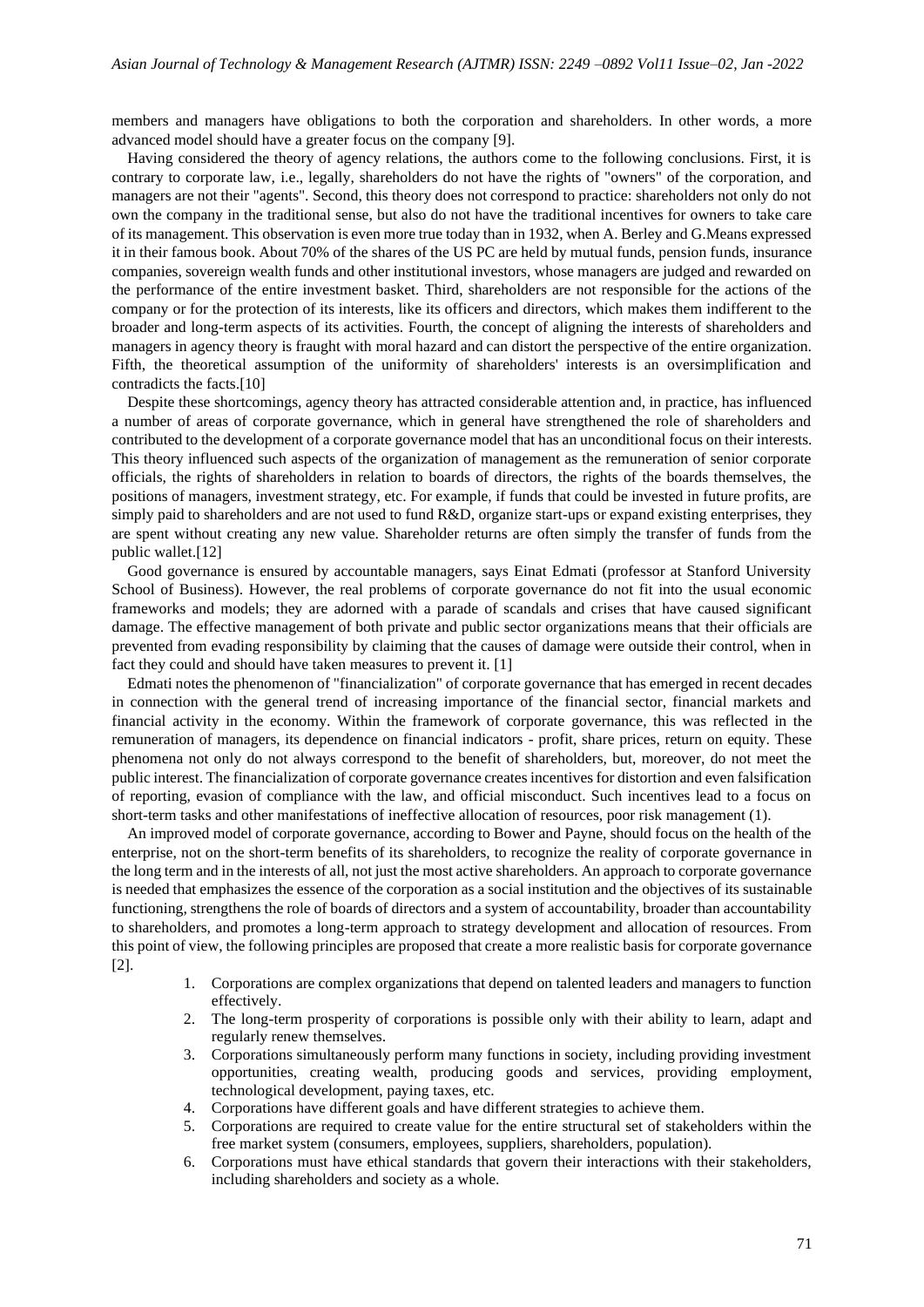members and managers have obligations to both the corporation and shareholders. In other words, a more advanced model should have a greater focus on the company [9].

Having considered the theory of agency relations, the authors come to the following conclusions. First, it is contrary to corporate law, i.e., legally, shareholders do not have the rights of "owners" of the corporation, and managers are not their "agents". Second, this theory does not correspond to practice: shareholders not only do not own the company in the traditional sense, but also do not have the traditional incentives for owners to take care of its management. This observation is even more true today than in 1932, when A. Berley and G.Means expressed it in their famous book. About 70% of the shares of the US PC are held by mutual funds, pension funds, insurance companies, sovereign wealth funds and other institutional investors, whose managers are judged and rewarded on the performance of the entire investment basket. Third, shareholders are not responsible for the actions of the company or for the protection of its interests, like its officers and directors, which makes them indifferent to the broader and long-term aspects of its activities. Fourth, the concept of aligning the interests of shareholders and managers in agency theory is fraught with moral hazard and can distort the perspective of the entire organization. Fifth, the theoretical assumption of the uniformity of shareholders' interests is an oversimplification and contradicts the facts.[10]

Despite these shortcomings, agency theory has attracted considerable attention and, in practice, has influenced a number of areas of corporate governance, which in general have strengthened the role of shareholders and contributed to the development of a corporate governance model that has an unconditional focus on their interests. This theory influenced such aspects of the organization of management as the remuneration of senior corporate officials, the rights of shareholders in relation to boards of directors, the rights of the boards themselves, the positions of managers, investment strategy, etc. For example, if funds that could be invested in future profits, are simply paid to shareholders and are not used to fund R&D, organize start-ups or expand existing enterprises, they are spent without creating any new value. Shareholder returns are often simply the transfer of funds from the public wallet.[12]

Good governance is ensured by accountable managers, says Einat Edmati (professor at Stanford University School of Business). However, the real problems of corporate governance do not fit into the usual economic frameworks and models; they are adorned with a parade of scandals and crises that have caused significant damage. The effective management of both private and public sector organizations means that their officials are prevented from evading responsibility by claiming that the causes of damage were outside their control, when in fact they could and should have taken measures to prevent it. [1]

Edmati notes the phenomenon of "financialization" of corporate governance that has emerged in recent decades in connection with the general trend of increasing importance of the financial sector, financial markets and financial activity in the economy. Within the framework of corporate governance, this was reflected in the remuneration of managers, its dependence on financial indicators - profit, share prices, return on equity. These phenomena not only do not always correspond to the benefit of shareholders, but, moreover, do not meet the public interest. The financialization of corporate governance creates incentives for distortion and even falsification of reporting, evasion of compliance with the law, and official misconduct. Such incentives lead to a focus on short-term tasks and other manifestations of ineffective allocation of resources, poor risk management (1).

An improved model of corporate governance, according to Bower and Payne, should focus on the health of the enterprise, not on the short-term benefits of its shareholders, to recognize the reality of corporate governance in the long term and in the interests of all, not just the most active shareholders. An approach to corporate governance is needed that emphasizes the essence of the corporation as a social institution and the objectives of its sustainable functioning, strengthens the role of boards of directors and a system of accountability, broader than accountability to shareholders, and promotes a long-term approach to strategy development and allocation of resources. From this point of view, the following principles are proposed that create a more realistic basis for corporate governance [2].

1. Corporations are complex organizations that depend on talented leaders and managers to function effectively.
2. The long-term prosperity of corporations is possible only with their ability to learn, adapt and regularly renew themselves.
3. Corporations simultaneously perform many functions in society, including providing investment opportunities, creating wealth, producing goods and services, providing employment, technological development, paying taxes, etc.
4. Corporations have different goals and have different strategies to achieve them.
5. Corporations are required to create value for the entire structural set of stakeholders within the free market system (consumers, employees, suppliers, shareholders, population).
6. Corporations must have ethical standards that govern their interactions with their stakeholders, including shareholders and society as a whole.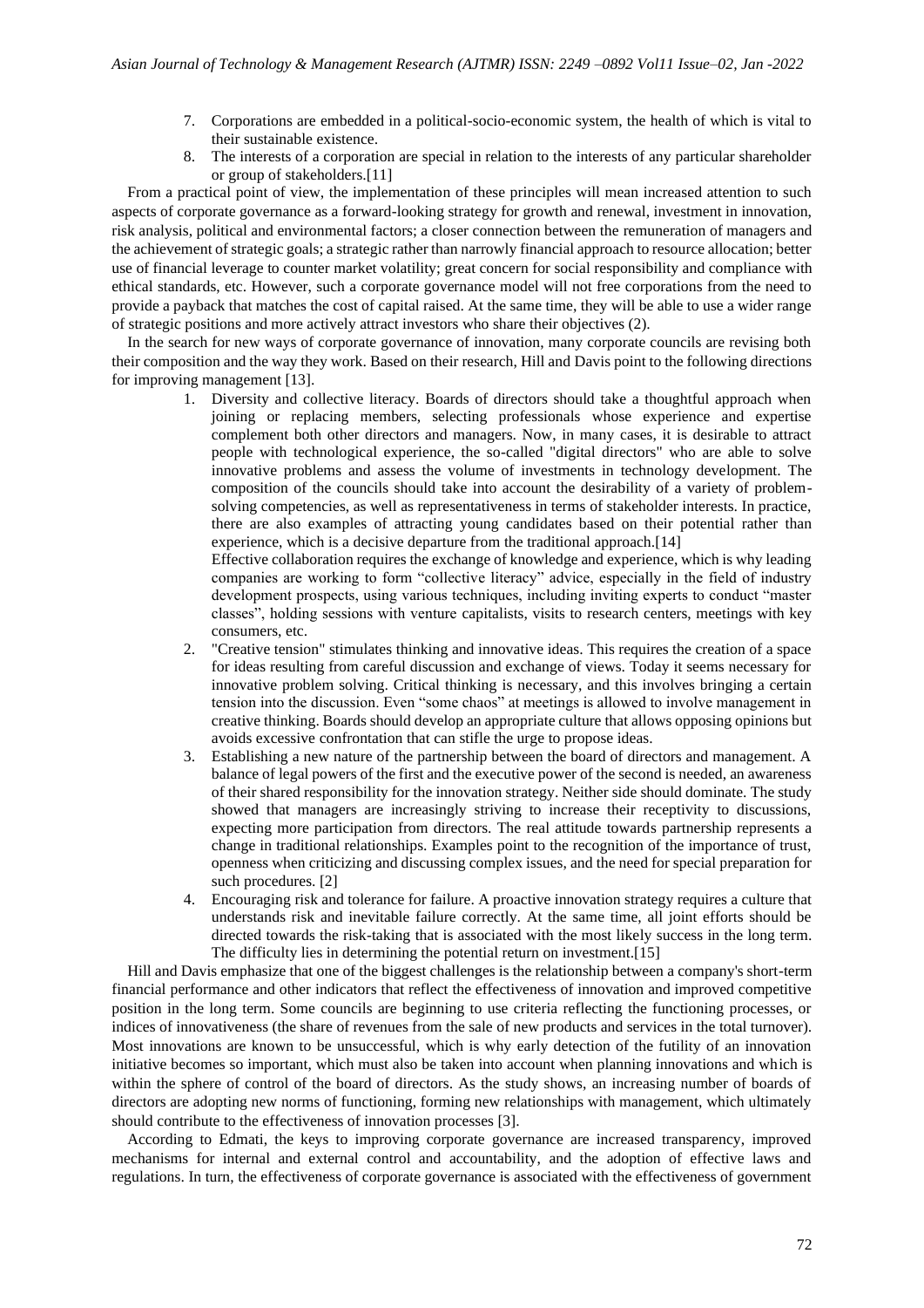7. Corporations are embedded in a political-socio-economic system, the health of which is vital to their sustainable existence.
8. The interests of a corporation are special in relation to the interests of any particular shareholder or group of stakeholders.[11]

From a practical point of view, the implementation of these principles will mean increased attention to such aspects of corporate governance as a forward-looking strategy for growth and renewal, investment in innovation, risk analysis, political and environmental factors; a closer connection between the remuneration of managers and the achievement of strategic goals; a strategic rather than narrowly financial approach to resource allocation; better use of financial leverage to counter market volatility; great concern for social responsibility and compliance with ethical standards, etc. However, such a corporate governance model will not free corporations from the need to provide a payback that matches the cost of capital raised. At the same time, they will be able to use a wider range of strategic positions and more actively attract investors who share their objectives (2).

In the search for new ways of corporate governance of innovation, many corporate councils are revising both their composition and the way they work. Based on their research, Hill and Davis point to the following directions for improving management [13].

1. Diversity and collective literacy. Boards of directors should take a thoughtful approach when joining or replacing members, selecting professionals whose experience and expertise complement both other directors and managers. Now, in many cases, it is desirable to attract people with technological experience, the so-called "digital directors" who are able to solve innovative problems and assess the volume of investments in technology development. The composition of the councils should take into account the desirability of a variety of problem-solving competencies, as well as representativeness in terms of stakeholder interests. In practice, there are also examples of attracting young candidates based on their potential rather than experience, which is a decisive departure from the traditional approach.[14]

   Effective collaboration requires the exchange of knowledge and experience, which is why leading companies are working to form "collective literacy" advice, especially in the field of industry development prospects, using various techniques, including inviting experts to conduct "master classes", holding sessions with venture capitalists, visits to research centers, meetings with key consumers, etc.
2. "Creative tension" stimulates thinking and innovative ideas. This requires the creation of a space for ideas resulting from careful discussion and exchange of views. Today it seems necessary for innovative problem solving. Critical thinking is necessary, and this involves bringing a certain tension into the discussion. Even "some chaos" at meetings is allowed to involve management in creative thinking. Boards should develop an appropriate culture that allows opposing opinions but avoids excessive confrontation that can stifle the urge to propose ideas.
3. Establishing a new nature of the partnership between the board of directors and management. A balance of legal powers of the first and the executive power of the second is needed, an awareness of their shared responsibility for the innovation strategy. Neither side should dominate. The study showed that managers are increasingly striving to increase their receptivity to discussions, expecting more participation from directors. The real attitude towards partnership represents a change in traditional relationships. Examples point to the recognition of the importance of trust, openness when criticizing and discussing complex issues, and the need for special preparation for such procedures. [2]
4. Encouraging risk and tolerance for failure. A proactive innovation strategy requires a culture that understands risk and inevitable failure correctly. At the same time, all joint efforts should be directed towards the risk-taking that is associated with the most likely success in the long term. The difficulty lies in determining the potential return on investment.[15]

Hill and Davis emphasize that one of the biggest challenges is the relationship between a company's short-term financial performance and other indicators that reflect the effectiveness of innovation and improved competitive position in the long term. Some councils are beginning to use criteria reflecting the functioning processes, or indices of innovativeness (the share of revenues from the sale of new products and services in the total turnover). Most innovations are known to be unsuccessful, which is why early detection of the futility of an innovation initiative becomes so important, which must also be taken into account when planning innovations and which is within the sphere of control of the board of directors. As the study shows, an increasing number of boards of directors are adopting new norms of functioning, forming new relationships with management, which ultimately should contribute to the effectiveness of innovation processes [3].

According to Edmati, the keys to improving corporate governance are increased transparency, improved mechanisms for internal and external control and accountability, and the adoption of effective laws and regulations. In turn, the effectiveness of corporate governance is associated with the effectiveness of government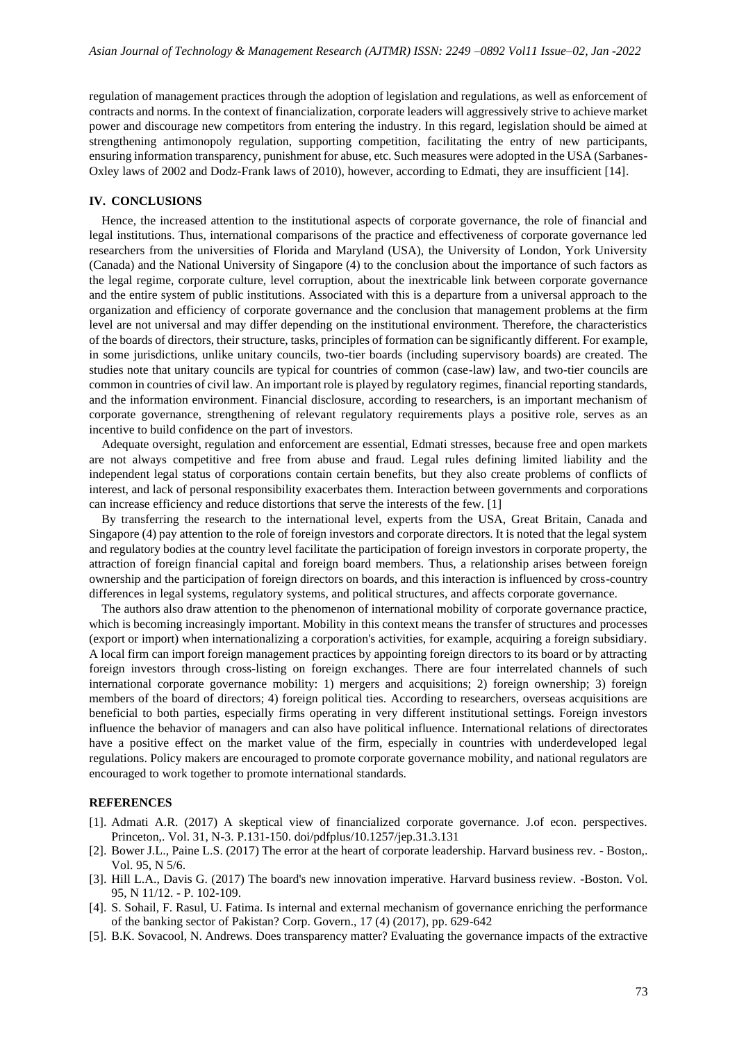regulation of management practices through the adoption of legislation and regulations, as well as enforcement of contracts and norms. In the context of financialization, corporate leaders will aggressively strive to achieve market power and discourage new competitors from entering the industry. In this regard, legislation should be aimed at strengthening antimonopoly regulation, supporting competition, facilitating the entry of new participants, ensuring information transparency, punishment for abuse, etc. Such measures were adopted in the USA (Sarbanes-Oxley laws of 2002 and Dodz-Frank laws of 2010), however, according to Edmati, they are insufficient [14].

## IV. CONCLUSIONS

Hence, the increased attention to the institutional aspects of corporate governance, the role of financial and legal institutions. Thus, international comparisons of the practice and effectiveness of corporate governance led researchers from the universities of Florida and Maryland (USA), the University of London, York University (Canada) and the National University of Singapore (4) to the conclusion about the importance of such factors as the legal regime, corporate culture, level corruption, about the inextricable link between corporate governance and the entire system of public institutions. Associated with this is a departure from a universal approach to the organization and efficiency of corporate governance and the conclusion that management problems at the firm level are not universal and may differ depending on the institutional environment. Therefore, the characteristics of the boards of directors, their structure, tasks, principles of formation can be significantly different. For example, in some jurisdictions, unlike unitary councils, two-tier boards (including supervisory boards) are created. The studies note that unitary councils are typical for countries of common (case-law) law, and two-tier councils are common in countries of civil law. An important role is played by regulatory regimes, financial reporting standards, and the information environment. Financial disclosure, according to researchers, is an important mechanism of corporate governance, strengthening of relevant regulatory requirements plays a positive role, serves as an incentive to build confidence on the part of investors.

Adequate oversight, regulation and enforcement are essential, Edmati stresses, because free and open markets are not always competitive and free from abuse and fraud. Legal rules defining limited liability and the independent legal status of corporations contain certain benefits, but they also create problems of conflicts of interest, and lack of personal responsibility exacerbates them. Interaction between governments and corporations can increase efficiency and reduce distortions that serve the interests of the few. [1]

By transferring the research to the international level, experts from the USA, Great Britain, Canada and Singapore (4) pay attention to the role of foreign investors and corporate directors. It is noted that the legal system and regulatory bodies at the country level facilitate the participation of foreign investors in corporate property, the attraction of foreign financial capital and foreign board members. Thus, a relationship arises between foreign ownership and the participation of foreign directors on boards, and this interaction is influenced by cross-country differences in legal systems, regulatory systems, and political structures, and affects corporate governance.

The authors also draw attention to the phenomenon of international mobility of corporate governance practice, which is becoming increasingly important. Mobility in this context means the transfer of structures and processes (export or import) when internationalizing a corporation's activities, for example, acquiring a foreign subsidiary. A local firm can import foreign management practices by appointing foreign directors to its board or by attracting foreign investors through cross-listing on foreign exchanges. There are four interrelated channels of such international corporate governance mobility: 1) mergers and acquisitions; 2) foreign ownership; 3) foreign members of the board of directors; 4) foreign political ties. According to researchers, overseas acquisitions are beneficial to both parties, especially firms operating in very different institutional settings. Foreign investors influence the behavior of managers and can also have political influence. International relations of directorates have a positive effect on the market value of the firm, especially in countries with underdeveloped legal regulations. Policy makers are encouraged to promote corporate governance mobility, and national regulators are encouraged to work together to promote international standards.

## REFERENCES

[1]. Admati A.R. (2017) A skeptical view of financialized corporate governance. J.of econ. perspectives. Princeton,. Vol. 31, N-3. P.131-150. doi/pdfplus/10.1257/jep.31.3.131

[2]. Bower J.L., Paine L.S. (2017) The error at the heart of corporate leadership. Harvard business rev. - Boston,. Vol. 95, N 5/6.

[3]. Hill L.A., Davis G. (2017) The board's new innovation imperative. Harvard business review. -Boston. Vol. 95, N 11/12. - P. 102-109.

[4]. S. Sohail, F. Rasul, U. Fatima. Is internal and external mechanism of governance enriching the performance of the banking sector of Pakistan? Corp. Govern., 17 (4) (2017), pp. 629-642

[5]. B.K. Sovacool, N. Andrews. Does transparency matter? Evaluating the governance impacts of the extractive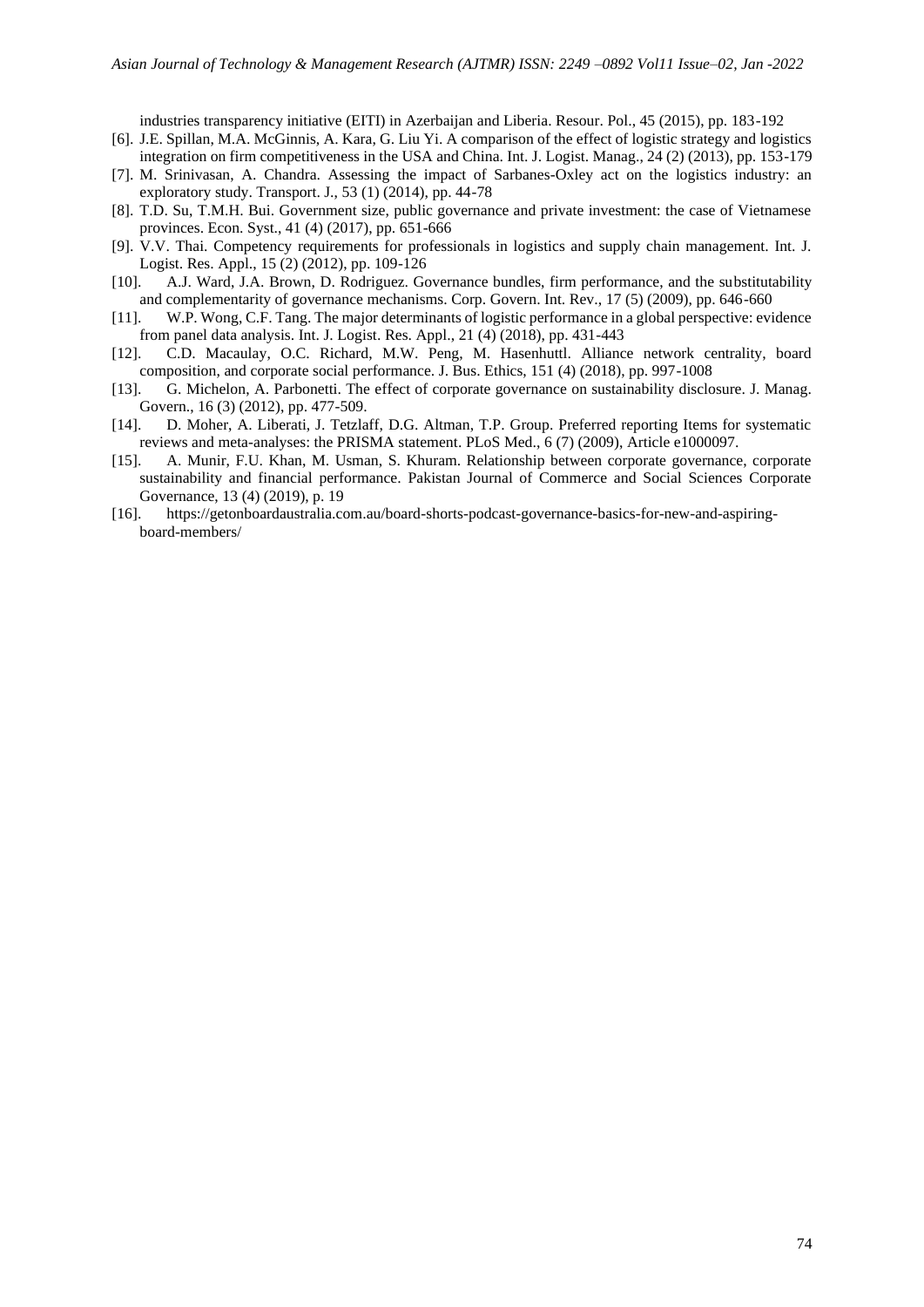industries transparency initiative (EITI) in Azerbaijan and Liberia. Resour. Pol., 45 (2015), pp. 183-192

[6]. J.E. Spillan, M.A. McGinnis, A. Kara, G. Liu Yi. A comparison of the effect of logistic strategy and logistics integration on firm competitiveness in the USA and China. Int. J. Logist. Manag., 24 (2) (2013), pp. 153-179

[7]. M. Srinivasan, A. Chandra. Assessing the impact of Sarbanes-Oxley act on the logistics industry: an exploratory study. Transport. J., 53 (1) (2014), pp. 44-78

[8]. T.D. Su, T.M.H. Bui. Government size, public governance and private investment: the case of Vietnamese provinces. Econ. Syst., 41 (4) (2017), pp. 651-666

[9]. V.V. Thai. Competency requirements for professionals in logistics and supply chain management. Int. J. Logist. Res. Appl., 15 (2) (2012), pp. 109-126

[10]. A.J. Ward, J.A. Brown, D. Rodriguez. Governance bundles, firm performance, and the substitutability and complementarity of governance mechanisms. Corp. Govern. Int. Rev., 17 (5) (2009), pp. 646-660

[11]. W.P. Wong, C.F. Tang. The major determinants of logistic performance in a global perspective: evidence from panel data analysis. Int. J. Logist. Res. Appl., 21 (4) (2018), pp. 431-443

[12]. C.D. Macaulay, O.C. Richard, M.W. Peng, M. Hasenhuttl. Alliance network centrality, board composition, and corporate social performance. J. Bus. Ethics, 151 (4) (2018), pp. 997-1008

[13]. G. Michelon, A. Parbonetti. The effect of corporate governance on sustainability disclosure. J. Manag. Govern., 16 (3) (2012), pp. 477-509.

[14]. D. Moher, A. Liberati, J. Tetzlaff, D.G. Altman, T.P. Group. Preferred reporting Items for systematic reviews and meta-analyses: the PRISMA statement. PLoS Med., 6 (7) (2009), Article e1000097.

[15]. A. Munir, F.U. Khan, M. Usman, S. Khuram. Relationship between corporate governance, corporate sustainability and financial performance. Pakistan Journal of Commerce and Social Sciences Corporate Governance, 13 (4) (2019), p. 19

[16]. https://getonboardaustralia.com.au/board-shorts-podcast-governance-basics-for-new-and-aspiring-board-members/